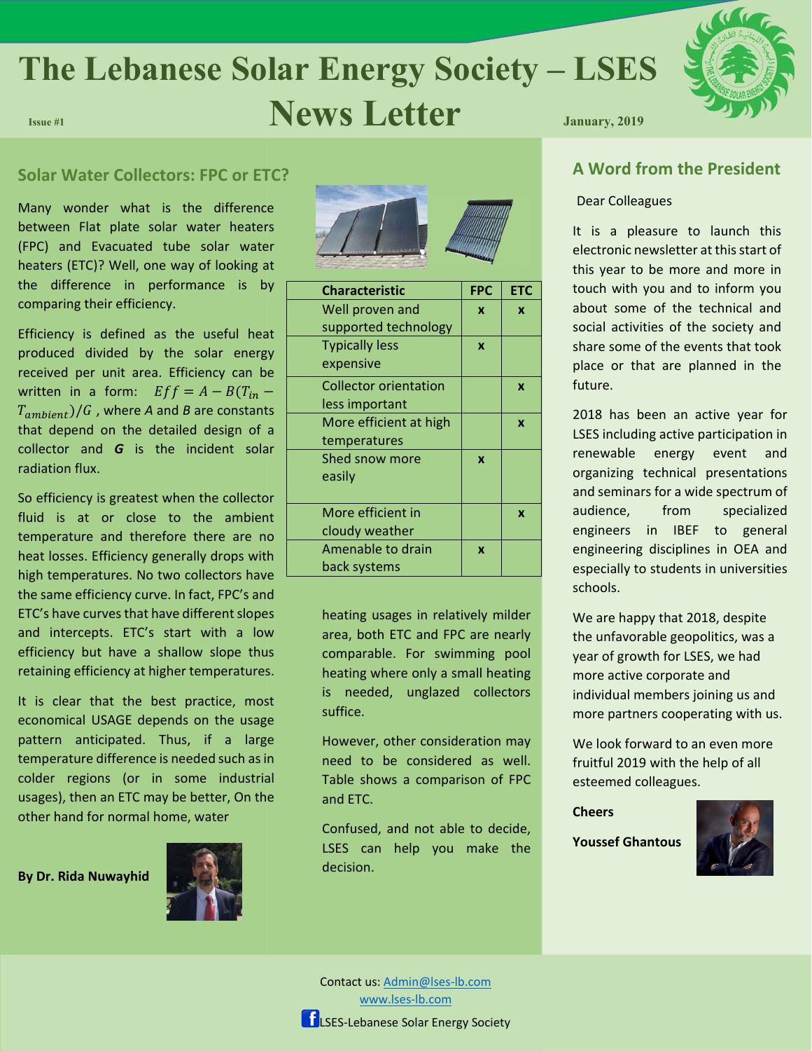# The Lebanese Solar Energy Society – LSES

# News Letter

Issue #1

January, 2019

## Solar Water Collectors: FPC or ETC?

Many wonder what is the difference between Flat plate solar water heaters (FPC) and Evacuated tube solar water heaters (ETC)? Well, one way of looking at the difference in performance is by comparing their efficiency.

Efficiency is defined as the useful heat produced divided by the solar energy received per unit area. Efficiency can be written in a form: $Eff = A - B(T_{in} - T_{ambient})/G$ , where *A* and *B* are constants that depend on the detailed design of a collector and ***G*** is the incident solar radiation flux.

So efficiency is greatest when the collector fluid is at or close to the ambient temperature and therefore there are no heat losses. Efficiency generally drops with high temperatures. No two collectors have the same efficiency curve. In fact, FPC's and ETC's have curves that have different slopes and intercepts. ETC's start with a low efficiency but have a shallow slope thus retaining efficiency at higher temperatures.

It is clear that the best practice, most economical USAGE depends on the usage pattern anticipated. Thus, if a large temperature difference is needed such as in colder regions (or in some industrial usages), then an ETC may be better, On the other hand for normal home, water heating usages in relatively milder area, both ETC and FPC are nearly comparable. For swimming pool heating where only a small heating is needed, unglazed collectors suffice.

| Characteristic | FPC | ETC |
|---|---|---|
| Well proven and supported technology | x | x |
| Typically less expensive | x | |
| Collector orientation less important | | x |
| More efficient at high temperatures | | x |
| Shed snow more easily | x | |
| More efficient in cloudy weather | | x |
| Amenable to drain back systems | x | |

However, other consideration may need to be considered as well. Table shows a comparison of FPC and ETC.

Confused, and not able to decide, LSES can help you make the decision.

**By Dr. Rida Nuwayhid**

## A Word from the President

Dear Colleagues

It is a pleasure to launch this electronic newsletter at this start of this year to be more and more in touch with you and to inform you about some of the technical and social activities of the society and share some of the events that took place or that are planned in the future.

2018 has been an active year for LSES including active participation in renewable energy event and organizing technical presentations and seminars for a wide spectrum of audience, from specialized engineers in IBEF to general engineering disciplines in OEA and especially to students in universities schools.

We are happy that 2018, despite the unfavorable geopolitics, was a year of growth for LSES, we had more active corporate and individual members joining us and more partners cooperating with us.

We look forward to an even more fruitful 2019 with the help of all esteemed colleagues.

**Cheers**

**Youssef Ghantous**

Contact us: Admin@lses-lb.com

www.lses-lb.com

LSES-Lebanese Solar Energy Society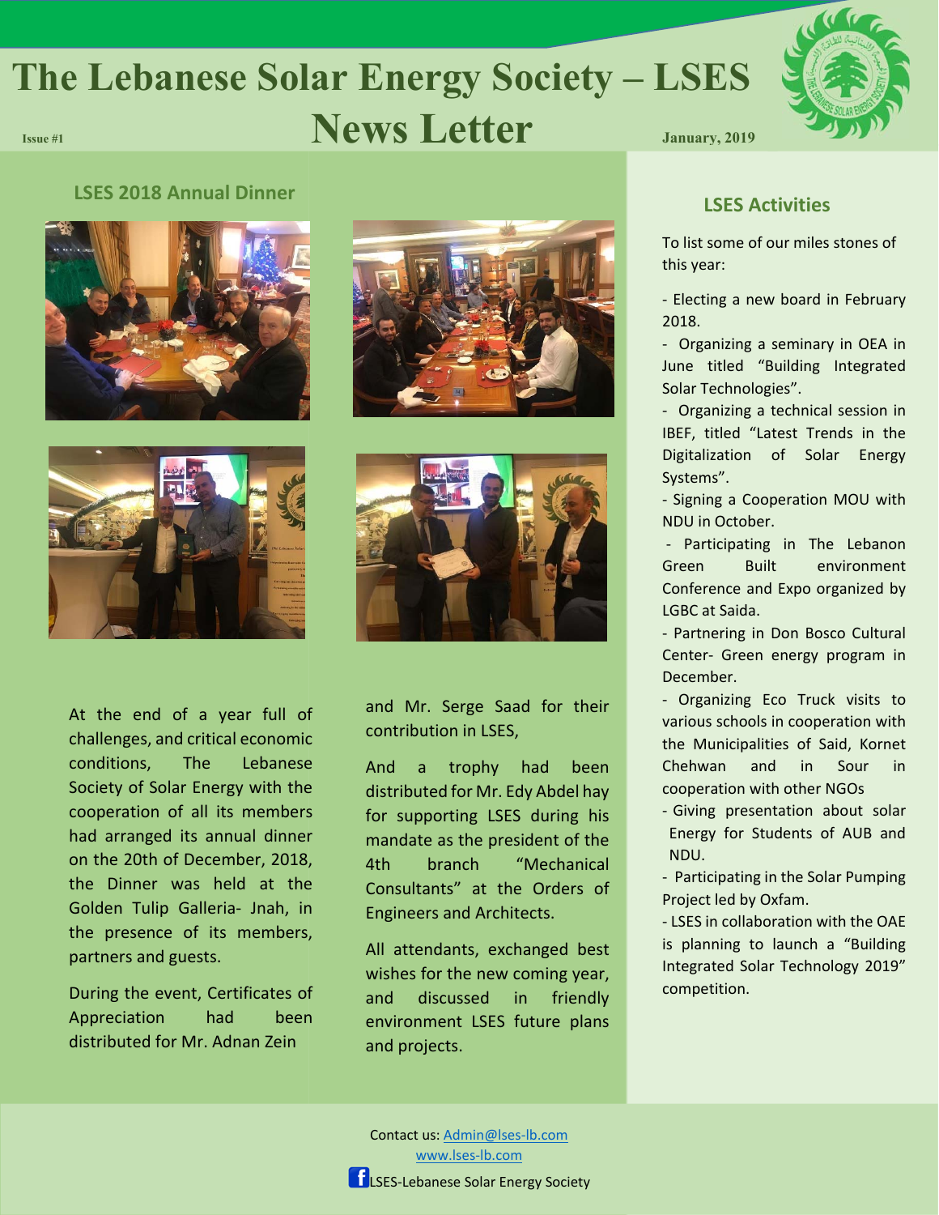# The Lebanese Solar Energy Society – LSES

# News Letter

Issue #1

January, 2019

## LSES 2018 Annual Dinner

At the end of a year full of challenges, and critical economic conditions, The Lebanese Society of Solar Energy with the cooperation of all its members had arranged its annual dinner on the 20th of December, 2018, the Dinner was held at the Golden Tulip Galleria- Jnah, in the presence of its members, partners and guests.

During the event, Certificates of Appreciation had been distributed for Mr. Adnan Zein and Mr. Serge Saad for their contribution in LSES,

And a trophy had been distributed for Mr. Edy Abdel hay for supporting LSES during his mandate as the president of the 4th branch "Mechanical Consultants" at the Orders of Engineers and Architects.

All attendants, exchanged best wishes for the new coming year, and discussed in friendly environment LSES future plans and projects.

## LSES Activities

To list some of our miles stones of this year:

- Electing a new board in February 2018.
- Organizing a seminary in OEA in June titled "Building Integrated Solar Technologies".
- Organizing a technical session in IBEF, titled "Latest Trends in the Digitalization of Solar Energy Systems".
- Signing a Cooperation MOU with NDU in October.
- Participating in The Lebanon Green Built environment Conference and Expo organized by LGBC at Saida.
- Partnering in Don Bosco Cultural Center- Green energy program in December.
- Organizing Eco Truck visits to various schools in cooperation with the Municipalities of Said, Kornet Chehwan and in Sour in cooperation with other NGOs
- Giving presentation about solar Energy for Students of AUB and NDU.
- Participating in the Solar Pumping Project led by Oxfam.
- LSES in collaboration with the OAE is planning to launch a "Building Integrated Solar Technology 2019" competition.

Contact us: Admin@lses-lb.com

www.lses-lb.com

LSES-Lebanese Solar Energy Society